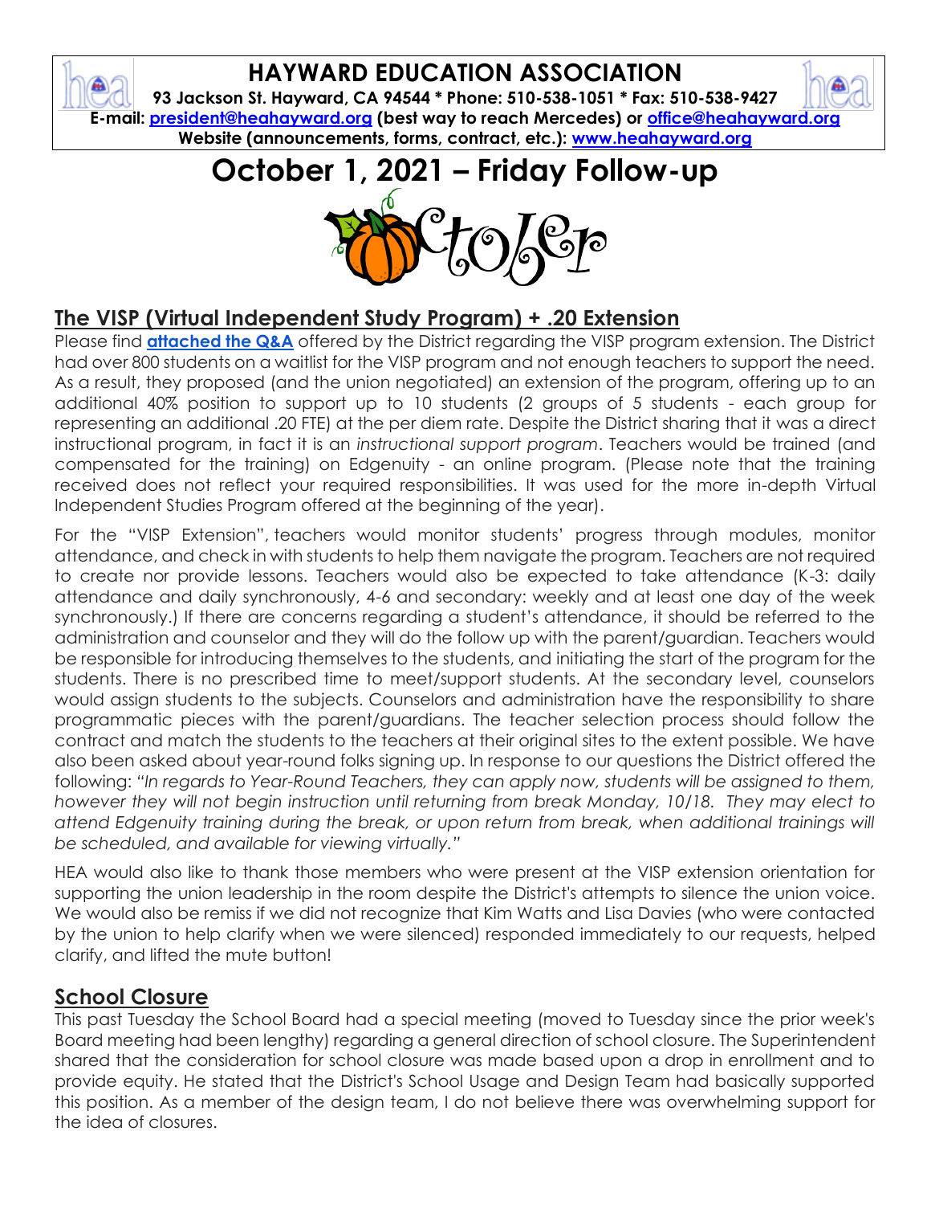# HAYWARD EDUCATION ASSOCIATION

**93 Jackson St. Hayward, CA 94544 * Phone: 510-538-1051 * Fax: 510-538-9427**
**E-mail: [president@heahayward.org](mailto:president@heahayward.org) (best way to reach Mercedes) or [office@heahayward.org](mailto:office@heahayward.org)**
**Website (announcements, forms, contract, etc.): [www.heahayward.org](http://www.heahayward.org)**

# October 1, 2021 – Friday Follow-up

October

## The VISP (Virtual Independent Study Program) + .20 Extension

Please find **attached the Q&A** offered by the District regarding the VISP program extension. The District had over 800 students on a waitlist for the VISP program and not enough teachers to support the need. As a result, they proposed (and the union negotiated) an extension of the program, offering up to an additional 40% position to support up to 10 students (2 groups of 5 students - each group for representing an additional .20 FTE) at the per diem rate. Despite the District sharing that it was a direct instructional program, in fact it is an *instructional support program*. Teachers would be trained (and compensated for the training) on Edgenuity - an online program. (Please note that the training received does not reflect your required responsibilities. It was used for the more in-depth Virtual Independent Studies Program offered at the beginning of the year).

For the "VISP Extension", teachers would monitor students' progress through modules, monitor attendance, and check in with students to help them navigate the program. Teachers are not required to create nor provide lessons. Teachers would also be expected to take attendance (K-3: daily attendance and daily synchronously, 4-6 and secondary: weekly and at least one day of the week synchronously.) If there are concerns regarding a student's attendance, it should be referred to the administration and counselor and they will do the follow up with the parent/guardian. Teachers would be responsible for introducing themselves to the students, and initiating the start of the program for the students. There is no prescribed time to meet/support students. At the secondary level, counselors would assign students to the subjects. Counselors and administration have the responsibility to share programmatic pieces with the parent/guardians. The teacher selection process should follow the contract and match the students to the teachers at their original sites to the extent possible. We have also been asked about year-round folks signing up. In response to our questions the District offered the following: *"In regards to Year-Round Teachers, they can apply now, students will be assigned to them, however they will not begin instruction until returning from break Monday, 10/18. They may elect to attend Edgenuity training during the break, or upon return from break, when additional trainings will be scheduled, and available for viewing virtually."*

HEA would also like to thank those members who were present at the VISP extension orientation for supporting the union leadership in the room despite the District's attempts to silence the union voice. We would also be remiss if we did not recognize that Kim Watts and Lisa Davies (who were contacted by the union to help clarify when we were silenced) responded immediately to our requests, helped clarify, and lifted the mute button!

## School Closure

This past Tuesday the School Board had a special meeting (moved to Tuesday since the prior week's Board meeting had been lengthy) regarding a general direction of school closure. The Superintendent shared that the consideration for school closure was made based upon a drop in enrollment and to provide equity. He stated that the District's School Usage and Design Team had basically supported this position. As a member of the design team, I do not believe there was overwhelming support for the idea of closures.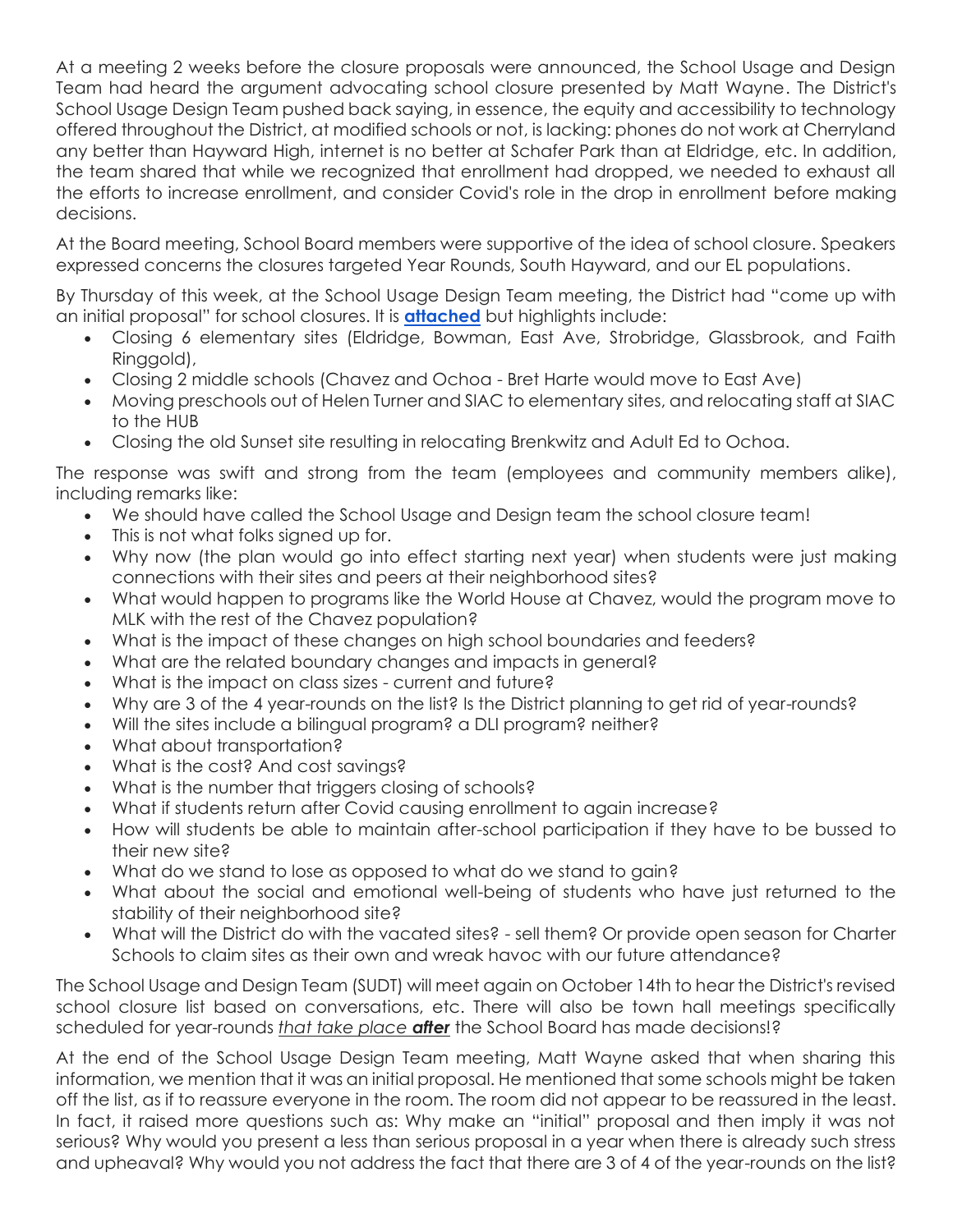At a meeting 2 weeks before the closure proposals were announced, the School Usage and Design Team had heard the argument advocating school closure presented by Matt Wayne. The District's School Usage Design Team pushed back saying, in essence, the equity and accessibility to technology offered throughout the District, at modified schools or not, is lacking: phones do not work at Cherryland any better than Hayward High, internet is no better at Schafer Park than at Eldridge, etc. In addition, the team shared that while we recognized that enrollment had dropped, we needed to exhaust all the efforts to increase enrollment, and consider Covid's role in the drop in enrollment before making decisions.

At the Board meeting, School Board members were supportive of the idea of school closure. Speakers expressed concerns the closures targeted Year Rounds, South Hayward, and our EL populations.

By Thursday of this week, at the School Usage Design Team meeting, the District had "come up with an initial proposal" for school closures. It is **attached** but highlights include:

- Closing 6 elementary sites (Eldridge, Bowman, East Ave, Strobridge, Glassbrook, and Faith Ringgold),
- Closing 2 middle schools (Chavez and Ochoa - Bret Harte would move to East Ave)
- Moving preschools out of Helen Turner and SIAC to elementary sites, and relocating staff at SIAC to the HUB
- Closing the old Sunset site resulting in relocating Brenkwitz and Adult Ed to Ochoa.

The response was swift and strong from the team (employees and community members alike), including remarks like:

- We should have called the School Usage and Design team the school closure team!
- This is not what folks signed up for.
- Why now (the plan would go into effect starting next year) when students were just making connections with their sites and peers at their neighborhood sites?
- What would happen to programs like the World House at Chavez, would the program move to MLK with the rest of the Chavez population?
- What is the impact of these changes on high school boundaries and feeders?
- What are the related boundary changes and impacts in general?
- What is the impact on class sizes - current and future?
- Why are 3 of the 4 year-rounds on the list? Is the District planning to get rid of year-rounds?
- Will the sites include a bilingual program? a DLI program? neither?
- What about transportation?
- What is the cost? And cost savings?
- What is the number that triggers closing of schools?
- What if students return after Covid causing enrollment to again increase?
- How will students be able to maintain after-school participation if they have to be bussed to their new site?
- What do we stand to lose as opposed to what do we stand to gain?
- What about the social and emotional well-being of students who have just returned to the stability of their neighborhood site?
- What will the District do with the vacated sites? - sell them? Or provide open season for Charter Schools to claim sites as their own and wreak havoc with our future attendance?

The School Usage and Design Team (SUDT) will meet again on October 14th to hear the District's revised school closure list based on conversations, etc. There will also be town hall meetings specifically scheduled for year-rounds *that take place **after*** the School Board has made decisions!?

At the end of the School Usage Design Team meeting, Matt Wayne asked that when sharing this information, we mention that it was an initial proposal. He mentioned that some schools might be taken off the list, as if to reassure everyone in the room. The room did not appear to be reassured in the least. In fact, it raised more questions such as: Why make an "initial" proposal and then imply it was not serious? Why would you present a less than serious proposal in a year when there is already such stress and upheaval? Why would you not address the fact that there are 3 of 4 of the year-rounds on the list?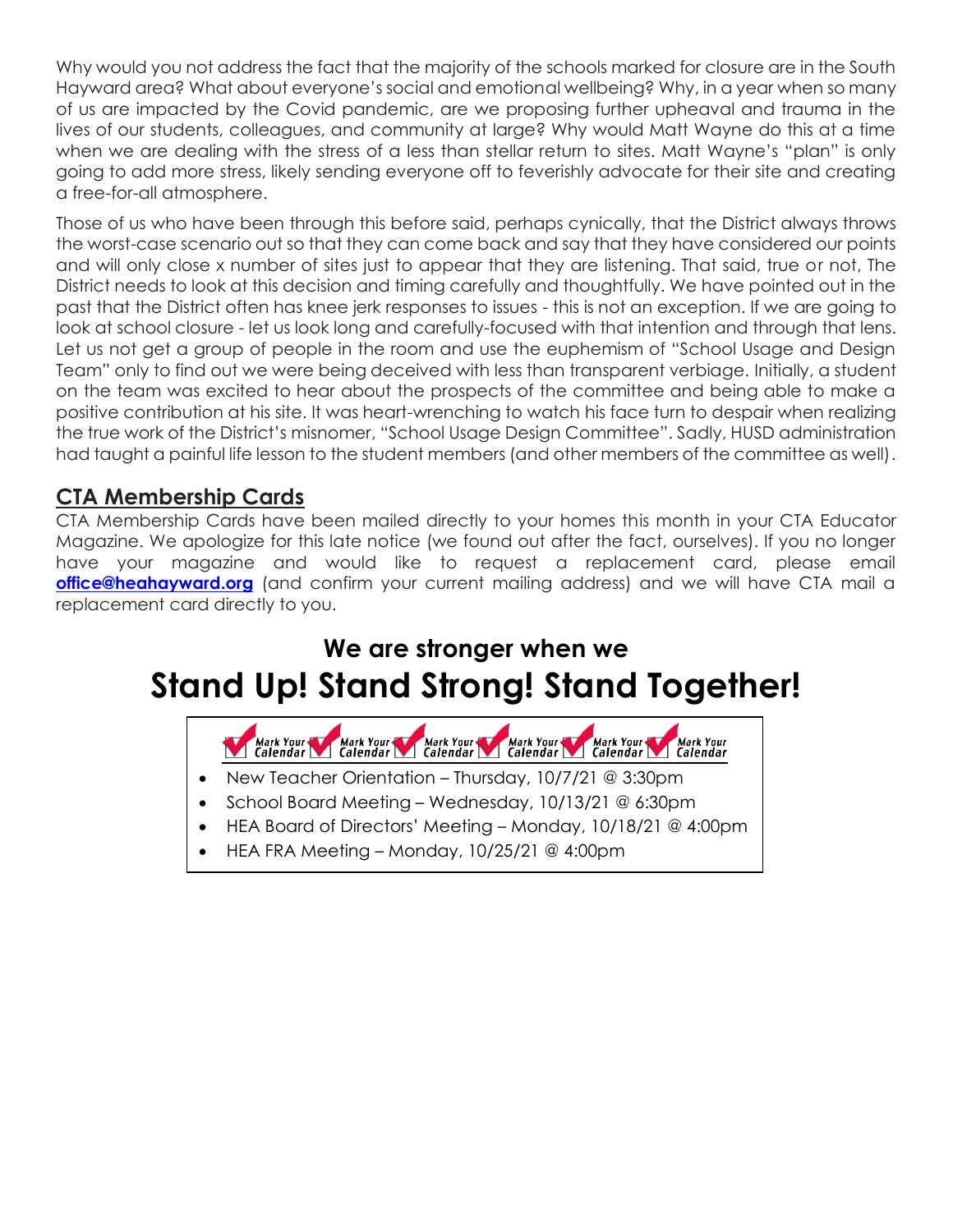Why would you not address the fact that the majority of the schools marked for closure are in the South Hayward area? What about everyone's social and emotional wellbeing? Why, in a year when so many of us are impacted by the Covid pandemic, are we proposing further upheaval and trauma in the lives of our students, colleagues, and community at large? Why would Matt Wayne do this at a time when we are dealing with the stress of a less than stellar return to sites. Matt Wayne's "plan" is only going to add more stress, likely sending everyone off to feverishly advocate for their site and creating a free-for-all atmosphere.

Those of us who have been through this before said, perhaps cynically, that the District always throws the worst-case scenario out so that they can come back and say that they have considered our points and will only close x number of sites just to appear that they are listening. That said, true or not, The District needs to look at this decision and timing carefully and thoughtfully. We have pointed out in the past that the District often has knee jerk responses to issues - this is not an exception. If we are going to look at school closure - let us look long and carefully-focused with that intention and through that lens. Let us not get a group of people in the room and use the euphemism of "School Usage and Design Team" only to find out we were being deceived with less than transparent verbiage. Initially, a student on the team was excited to hear about the prospects of the committee and being able to make a positive contribution at his site. It was heart-wrenching to watch his face turn to despair when realizing the true work of the District's misnomer, "School Usage Design Committee". Sadly, HUSD administration had taught a painful life lesson to the student members (and other members of the committee as well).

## CTA Membership Cards

CTA Membership Cards have been mailed directly to your homes this month in your CTA Educator Magazine. We apologize for this late notice (we found out after the fact, ourselves). If you no longer have your magazine and would like to request a replacement card, please email **office@heahayward.org** (and confirm your current mailing address) and we will have CTA mail a replacement card directly to you.

### We are stronger when we

# Stand Up! Stand Strong! Stand Together!

Mark Your Calendar

- New Teacher Orientation – Thursday, 10/7/21 @ 3:30pm
- School Board Meeting – Wednesday, 10/13/21 @ 6:30pm
- HEA Board of Directors' Meeting – Monday, 10/18/21 @ 4:00pm
- HEA FRA Meeting – Monday, 10/25/21 @ 4:00pm